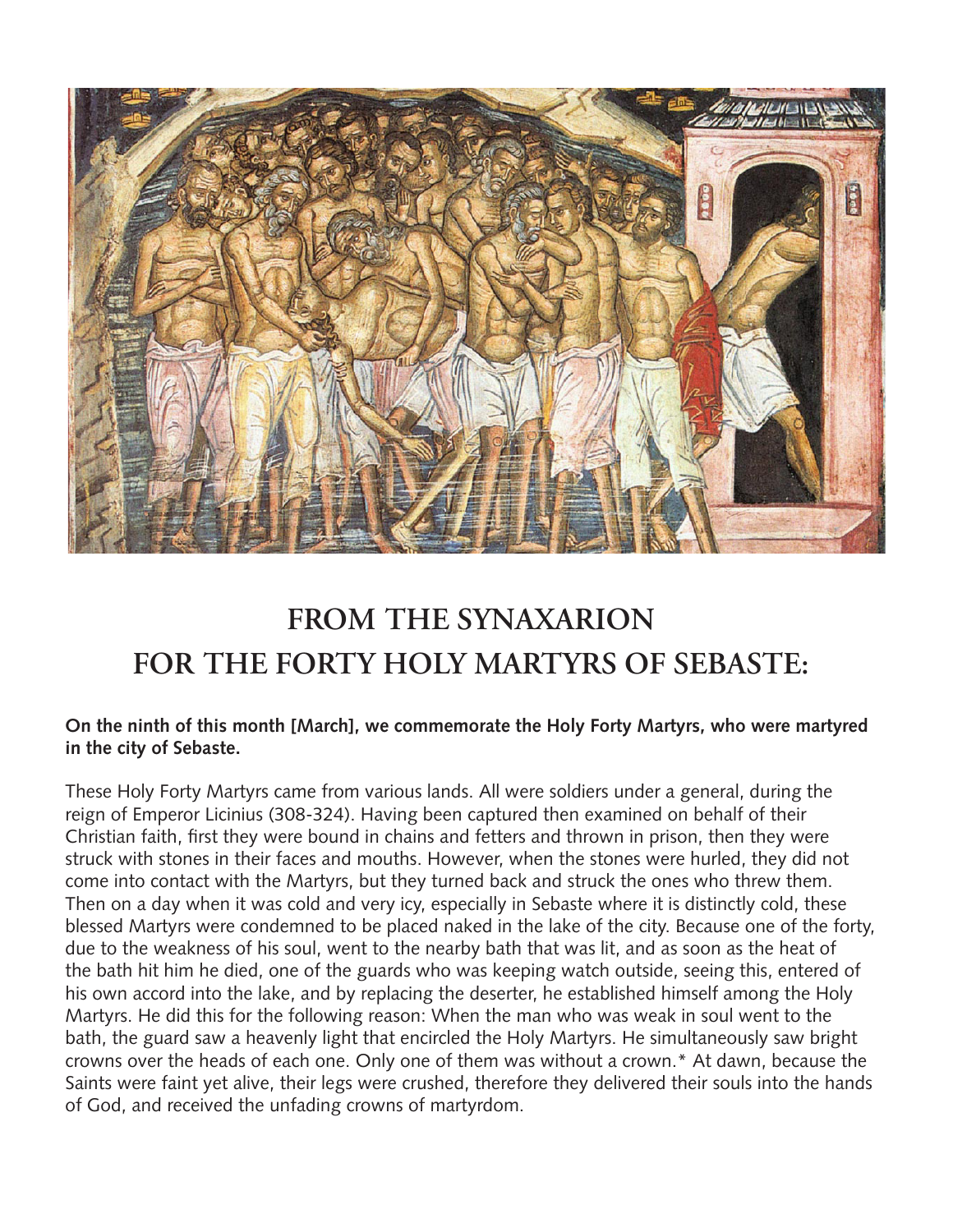# FROM THE SYNAXARION FOR THE FORTY HOLY MARTYRS OF SEBASTE:

**On the ninth of this month [March], we commemorate the Holy Forty Martyrs, who were martyred in the city of Sebaste.**

These Holy Forty Martyrs came from various lands. All were soldiers under a general, during the reign of Emperor Licinius (308-324). Having been captured then examined on behalf of their Christian faith, first they were bound in chains and fetters and thrown in prison, then they were struck with stones in their faces and mouths. However, when the stones were hurled, they did not come into contact with the Martyrs, but they turned back and struck the ones who threw them. Then on a day when it was cold and very icy, especially in Sebaste where it is distinctly cold, these blessed Martyrs were condemned to be placed naked in the lake of the city. Because one of the forty, due to the weakness of his soul, went to the nearby bath that was lit, and as soon as the heat of the bath hit him he died, one of the guards who was keeping watch outside, seeing this, entered of his own accord into the lake, and by replacing the deserter, he established himself among the Holy Martyrs. He did this for the following reason: When the man who was weak in soul went to the bath, the guard saw a heavenly light that encircled the Holy Martyrs. He simultaneously saw bright crowns over the heads of each one. Only one of them was without a crown.* At dawn, because the Saints were faint yet alive, their legs were crushed, therefore they delivered their souls into the hands of God, and received the unfading crowns of martyrdom.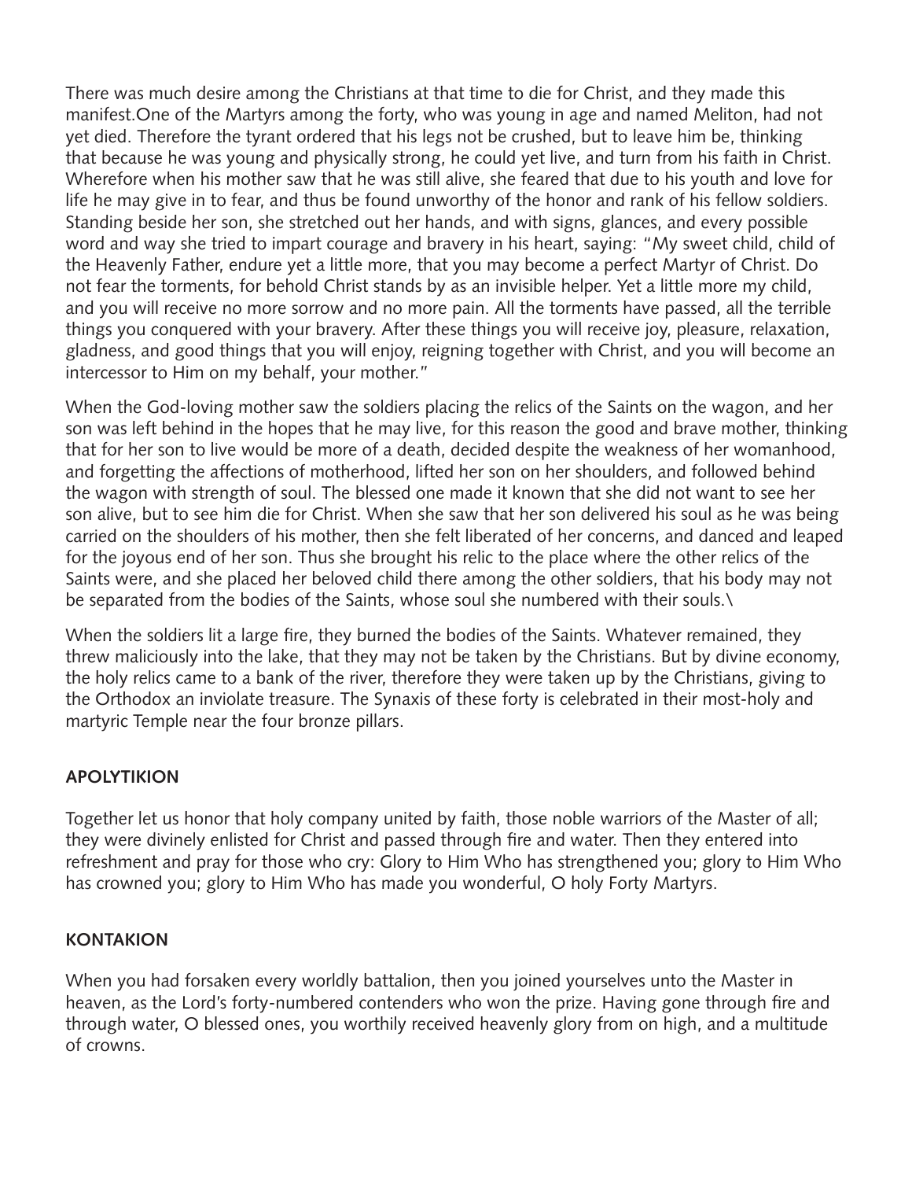There was much desire among the Christians at that time to die for Christ, and they made this manifest.One of the Martyrs among the forty, who was young in age and named Meliton, had not yet died. Therefore the tyrant ordered that his legs not be crushed, but to leave him be, thinking that because he was young and physically strong, he could yet live, and turn from his faith in Christ. Wherefore when his mother saw that he was still alive, she feared that due to his youth and love for life he may give in to fear, and thus be found unworthy of the honor and rank of his fellow soldiers. Standing beside her son, she stretched out her hands, and with signs, glances, and every possible word and way she tried to impart courage and bravery in his heart, saying: "My sweet child, child of the Heavenly Father, endure yet a little more, that you may become a perfect Martyr of Christ. Do not fear the torments, for behold Christ stands by as an invisible helper. Yet a little more my child, and you will receive no more sorrow and no more pain. All the torments have passed, all the terrible things you conquered with your bravery. After these things you will receive joy, pleasure, relaxation, gladness, and good things that you will enjoy, reigning together with Christ, and you will become an intercessor to Him on my behalf, your mother."

When the God-loving mother saw the soldiers placing the relics of the Saints on the wagon, and her son was left behind in the hopes that he may live, for this reason the good and brave mother, thinking that for her son to live would be more of a death, decided despite the weakness of her womanhood, and forgetting the affections of motherhood, lifted her son on her shoulders, and followed behind the wagon with strength of soul. The blessed one made it known that she did not want to see her son alive, but to see him die for Christ. When she saw that her son delivered his soul as he was being carried on the shoulders of his mother, then she felt liberated of her concerns, and danced and leaped for the joyous end of her son. Thus she brought his relic to the place where the other relics of the Saints were, and she placed her beloved child there among the other soldiers, that his body may not be separated from the bodies of the Saints, whose soul she numbered with their souls.\

When the soldiers lit a large fire, they burned the bodies of the Saints. Whatever remained, they threw maliciously into the lake, that they may not be taken by the Christians. But by divine economy, the holy relics came to a bank of the river, therefore they were taken up by the Christians, giving to the Orthodox an inviolate treasure. The Synaxis of these forty is celebrated in their most-holy and martyric Temple near the four bronze pillars.

## APOLYTIKION

Together let us honor that holy company united by faith, those noble warriors of the Master of all; they were divinely enlisted for Christ and passed through fire and water. Then they entered into refreshment and pray for those who cry: Glory to Him Who has strengthened you; glory to Him Who has crowned you; glory to Him Who has made you wonderful, O holy Forty Martyrs.

## KONTAKION

When you had forsaken every worldly battalion, then you joined yourselves unto the Master in heaven, as the Lord's forty-numbered contenders who won the prize. Having gone through fire and through water, O blessed ones, you worthily received heavenly glory from on high, and a multitude of crowns.